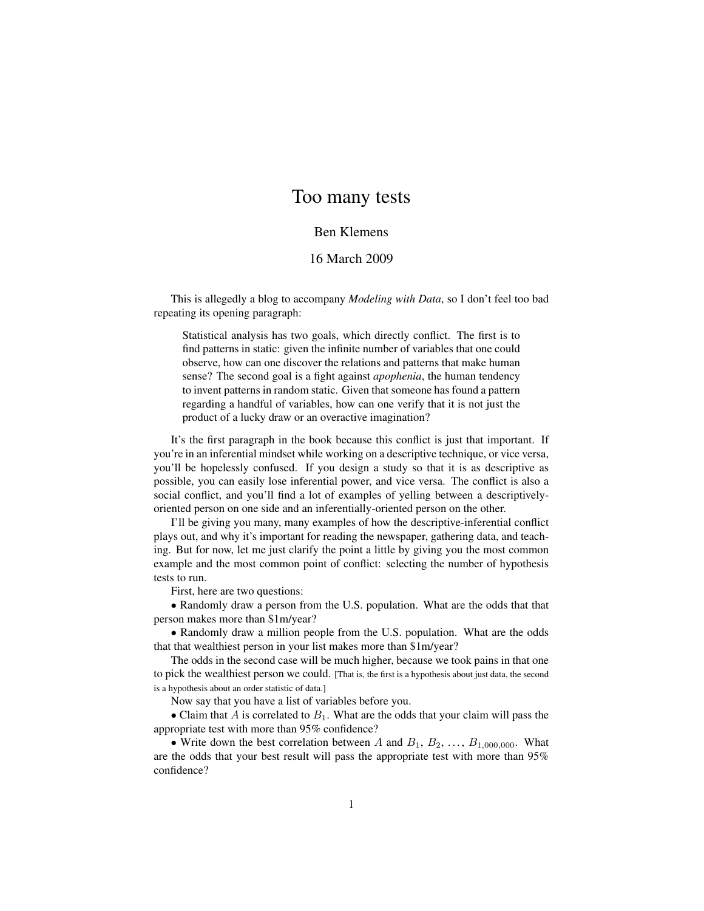# Too many tests

Ben Klemens

16 March 2009

This is allegedly a blog to accompany *Modeling with Data*, so I don't feel too bad repeating its opening paragraph:

> Statistical analysis has two goals, which directly conflict. The first is to find patterns in static: given the infinite number of variables that one could observe, how can one discover the relations and patterns that make human sense? The second goal is a fight against *apophenia*, the human tendency to invent patterns in random static. Given that someone has found a pattern regarding a handful of variables, how can one verify that it is not just the product of a lucky draw or an overactive imagination?

It's the first paragraph in the book because this conflict is just that important. If you're in an inferential mindset while working on a descriptive technique, or vice versa, you'll be hopelessly confused. If you design a study so that it is as descriptive as possible, you can easily lose inferential power, and vice versa. The conflict is also a social conflict, and you'll find a lot of examples of yelling between a descriptively-oriented person on one side and an inferentially-oriented person on the other.

I'll be giving you many, many examples of how the descriptive-inferential conflict plays out, and why it's important for reading the newspaper, gathering data, and teaching. But for now, let me just clarify the point a little by giving you the most common example and the most common point of conflict: selecting the number of hypothesis tests to run.

First, here are two questions:

- Randomly draw a person from the U.S. population. What are the odds that that person makes more than $1m/year?
- Randomly draw a million people from the U.S. population. What are the odds that that wealthiest person in your list makes more than $1m/year?

The odds in the second case will be much higher, because we took pains in that one to pick the wealthiest person we could. [That is, the first is a hypothesis about just data, the second is a hypothesis about an order statistic of data.]

Now say that you have a list of variables before you.

- Claim that $A$ is correlated to $B_1$. What are the odds that your claim will pass the appropriate test with more than 95% confidence?
- Write down the best correlation between $A$ and $B_1$, $B_2$, $\ldots$, $B_{1,000,000}$. What are the odds that your best result will pass the appropriate test with more than 95% confidence?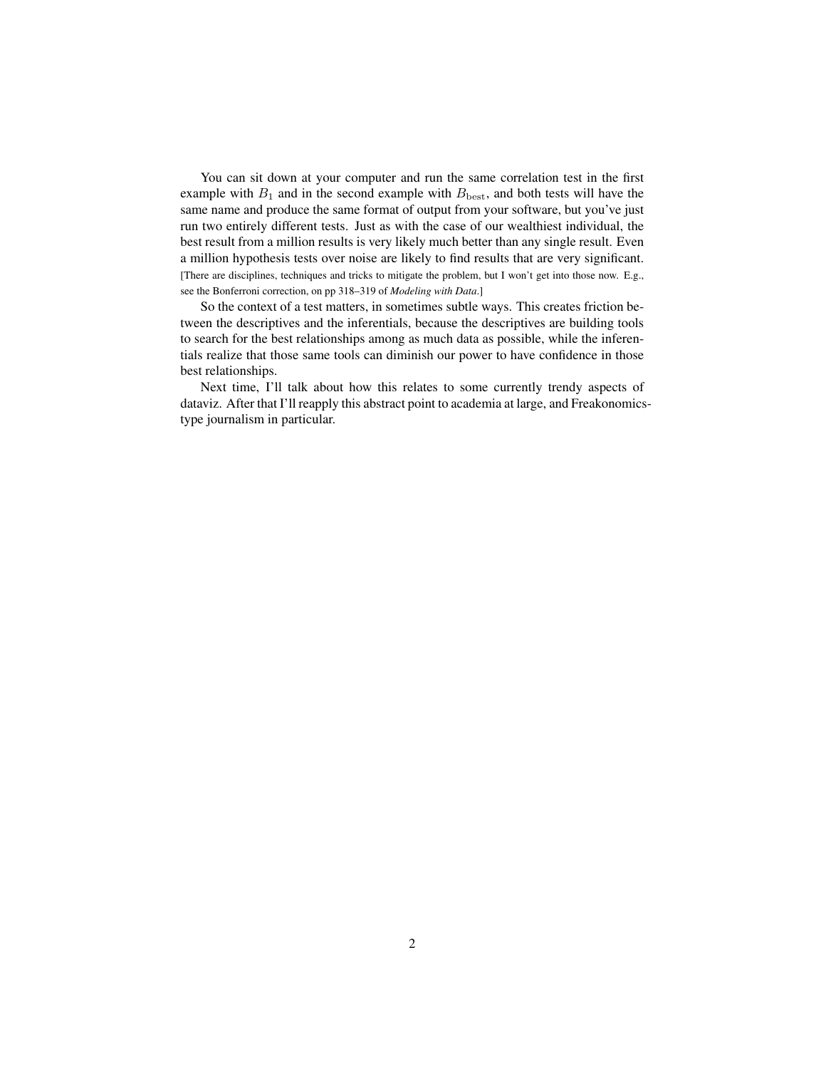You can sit down at your computer and run the same correlation test in the first example with $B_1$ and in the second example with $B_{\text{best}}$, and both tests will have the same name and produce the same format of output from your software, but you've just run two entirely different tests. Just as with the case of our wealthiest individual, the best result from a million results is very likely much better than any single result. Even a million hypothesis tests over noise are likely to find results that are very significant. [There are disciplines, techniques and tricks to mitigate the problem, but I won't get into those now. E.g., see the Bonferroni correction, on pp 318–319 of *Modeling with Data*.]

So the context of a test matters, in sometimes subtle ways. This creates friction between the descriptives and the inferentials, because the descriptives are building tools to search for the best relationships among as much data as possible, while the inferentials realize that those same tools can diminish our power to have confidence in those best relationships.

Next time, I'll talk about how this relates to some currently trendy aspects of dataviz. After that I'll reapply this abstract point to academia at large, and Freakonomics-type journalism in particular.